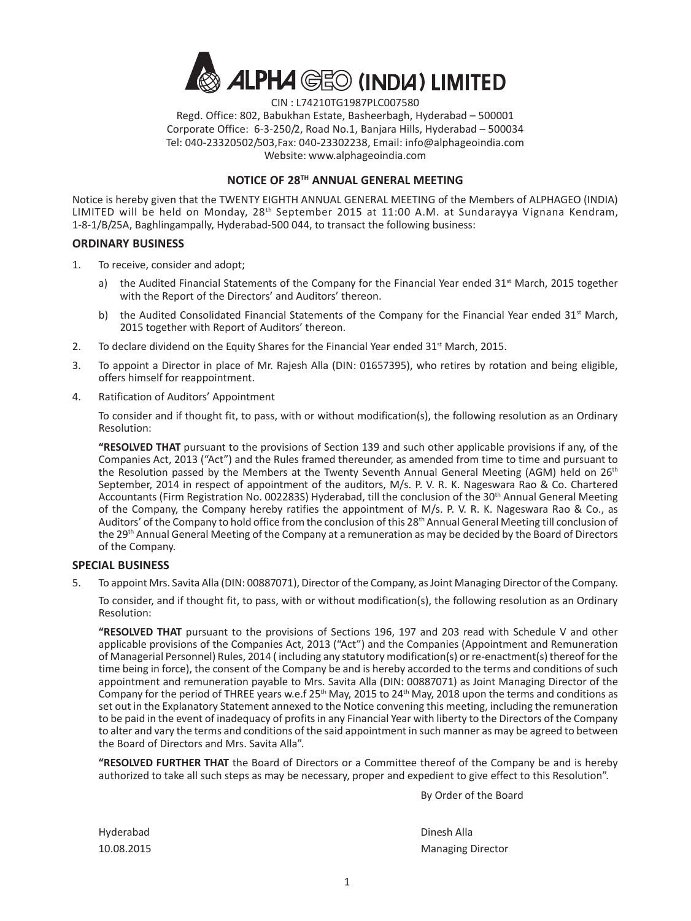# ALPHA GEO (INDIA) LIMITED

CIN : L74210TG1987PLC007580
Regd. Office: 802, Babukhan Estate, Basheerbagh, Hyderabad – 500001
Corporate Office: 6-3-250/2, Road No.1, Banjara Hills, Hyderabad – 500034
Tel: 040-23320502/503,Fax: 040-23302238, Email: info@alphageoindia.com
Website: www.alphageoindia.com

## NOTICE OF 28TH ANNUAL GENERAL MEETING

Notice is hereby given that the TWENTY EIGHTH ANNUAL GENERAL MEETING of the Members of ALPHAGEO (INDIA) LIMITED will be held on Monday, 28th September 2015 at 11:00 A.M. at Sundarayya Vignana Kendram, 1-8-1/B/25A, Baghlingampally, Hyderabad-500 044, to transact the following business:

### ORDINARY BUSINESS

1. To receive, consider and adopt;
   a) the Audited Financial Statements of the Company for the Financial Year ended 31st March, 2015 together with the Report of the Directors' and Auditors' thereon.
   b) the Audited Consolidated Financial Statements of the Company for the Financial Year ended 31st March, 2015 together with Report of Auditors' thereon.
2. To declare dividend on the Equity Shares for the Financial Year ended 31st March, 2015.
3. To appoint a Director in place of Mr. Rajesh Alla (DIN: 01657395), who retires by rotation and being eligible, offers himself for reappointment.
4. Ratification of Auditors' Appointment

   To consider and if thought fit, to pass, with or without modification(s), the following resolution as an Ordinary Resolution:

   **"RESOLVED THAT** pursuant to the provisions of Section 139 and such other applicable provisions if any, of the Companies Act, 2013 ("Act") and the Rules framed thereunder, as amended from time to time and pursuant to the Resolution passed by the Members at the Twenty Seventh Annual General Meeting (AGM) held on 26th September, 2014 in respect of appointment of the auditors, M/s. P. V. R. K. Nageswara Rao & Co. Chartered Accountants (Firm Registration No. 002283S) Hyderabad, till the conclusion of the 30th Annual General Meeting of the Company, the Company hereby ratifies the appointment of M/s. P. V. R. K. Nageswara Rao & Co., as Auditors' of the Company to hold office from the conclusion of this 28th Annual General Meeting till conclusion of the 29th Annual General Meeting of the Company at a remuneration as may be decided by the Board of Directors of the Company.

### SPECIAL BUSINESS

5. To appoint Mrs. Savita Alla (DIN: 00887071), Director of the Company, as Joint Managing Director of the Company.

   To consider, and if thought fit, to pass, with or without modification(s), the following resolution as an Ordinary Resolution:

   **"RESOLVED THAT** pursuant to the provisions of Sections 196, 197 and 203 read with Schedule V and other applicable provisions of the Companies Act, 2013 ("Act") and the Companies (Appointment and Remuneration of Managerial Personnel) Rules, 2014 ( including any statutory modification(s) or re-enactment(s) thereof for the time being in force), the consent of the Company be and is hereby accorded to the terms and conditions of such appointment and remuneration payable to Mrs. Savita Alla (DIN: 00887071) as Joint Managing Director of the Company for the period of THREE years w.e.f 25th May, 2015 to 24th May, 2018 upon the terms and conditions as set out in the Explanatory Statement annexed to the Notice convening this meeting, including the remuneration to be paid in the event of inadequacy of profits in any Financial Year with liberty to the Directors of the Company to alter and vary the terms and conditions of the said appointment in such manner as may be agreed to between the Board of Directors and Mrs. Savita Alla".

   **"RESOLVED FURTHER THAT** the Board of Directors or a Committee thereof of the Company be and is hereby authorized to take all such steps as may be necessary, proper and expedient to give effect to this Resolution".

By Order of the Board

Hyderabad
10.08.2015

Dinesh Alla
Managing Director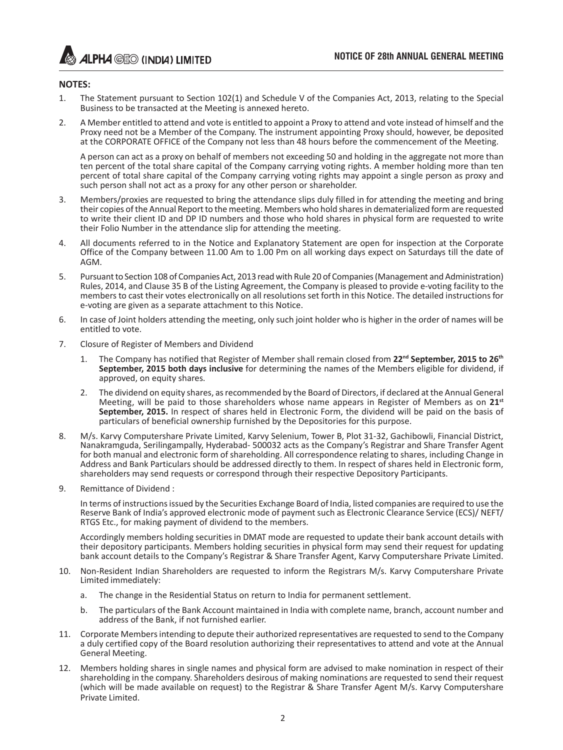## NOTES:

1. The Statement pursuant to Section 102(1) and Schedule V of the Companies Act, 2013, relating to the Special Business to be transacted at the Meeting is annexed hereto.

2. A Member entitled to attend and vote is entitled to appoint a Proxy to attend and vote instead of himself and the Proxy need not be a Member of the Company. The instrument appointing Proxy should, however, be deposited at the CORPORATE OFFICE of the Company not less than 48 hours before the commencement of the Meeting.

   A person can act as a proxy on behalf of members not exceeding 50 and holding in the aggregate not more than ten percent of the total share capital of the Company carrying voting rights. A member holding more than ten percent of total share capital of the Company carrying voting rights may appoint a single person as proxy and such person shall not act as a proxy for any other person or shareholder.

3. Members/proxies are requested to bring the attendance slips duly filled in for attending the meeting and bring their copies of the Annual Report to the meeting. Members who hold shares in dematerialized form are requested to write their client ID and DP ID numbers and those who hold shares in physical form are requested to write their Folio Number in the attendance slip for attending the meeting.

4. All documents referred to in the Notice and Explanatory Statement are open for inspection at the Corporate Office of the Company between 11.00 Am to 1.00 Pm on all working days expect on Saturdays till the date of AGM.

5. Pursuant to Section 108 of Companies Act, 2013 read with Rule 20 of Companies (Management and Administration) Rules, 2014, and Clause 35 B of the Listing Agreement, the Company is pleased to provide e-voting facility to the members to cast their votes electronically on all resolutions set forth in this Notice. The detailed instructions for e-voting are given as a separate attachment to this Notice.

6. In case of Joint holders attending the meeting, only such joint holder who is higher in the order of names will be entitled to vote.

7. Closure of Register of Members and Dividend

   1. The Company has notified that Register of Member shall remain closed from **22nd September, 2015 to 26th September, 2015 both days inclusive** for determining the names of the Members eligible for dividend, if approved, on equity shares.

   2. The dividend on equity shares, as recommended by the Board of Directors, if declared at the Annual General Meeting, will be paid to those shareholders whose name appears in Register of Members as on **21st September, 2015.** In respect of shares held in Electronic Form, the dividend will be paid on the basis of particulars of beneficial ownership furnished by the Depositories for this purpose.

8. M/s. Karvy Computershare Private Limited, Karvy Selenium, Tower B, Plot 31-32, Gachibowli, Financial District, Nanakramguda, Serilingampally, Hyderabad- 500032 acts as the Company's Registrar and Share Transfer Agent for both manual and electronic form of shareholding. All correspondence relating to shares, including Change in Address and Bank Particulars should be addressed directly to them. In respect of shares held in Electronic form, shareholders may send requests or correspond through their respective Depository Participants.

9. Remittance of Dividend :

   In terms of instructions issued by the Securities Exchange Board of India, listed companies are required to use the Reserve Bank of India's approved electronic mode of payment such as Electronic Clearance Service (ECS)/ NEFT/ RTGS Etc., for making payment of dividend to the members.

   Accordingly members holding securities in DMAT mode are requested to update their bank account details with their depository participants. Members holding securities in physical form may send their request for updating bank account details to the Company's Registrar & Share Transfer Agent, Karvy Computershare Private Limited.

10. Non-Resident Indian Shareholders are requested to inform the Registrars M/s. Karvy Computershare Private Limited immediately:

    a. The change in the Residential Status on return to India for permanent settlement.

    b. The particulars of the Bank Account maintained in India with complete name, branch, account number and address of the Bank, if not furnished earlier.

11. Corporate Members intending to depute their authorized representatives are requested to send to the Company a duly certified copy of the Board resolution authorizing their representatives to attend and vote at the Annual General Meeting.

12. Members holding shares in single names and physical form are advised to make nomination in respect of their shareholding in the company. Shareholders desirous of making nominations are requested to send their request (which will be made available on request) to the Registrar & Share Transfer Agent M/s. Karvy Computershare Private Limited.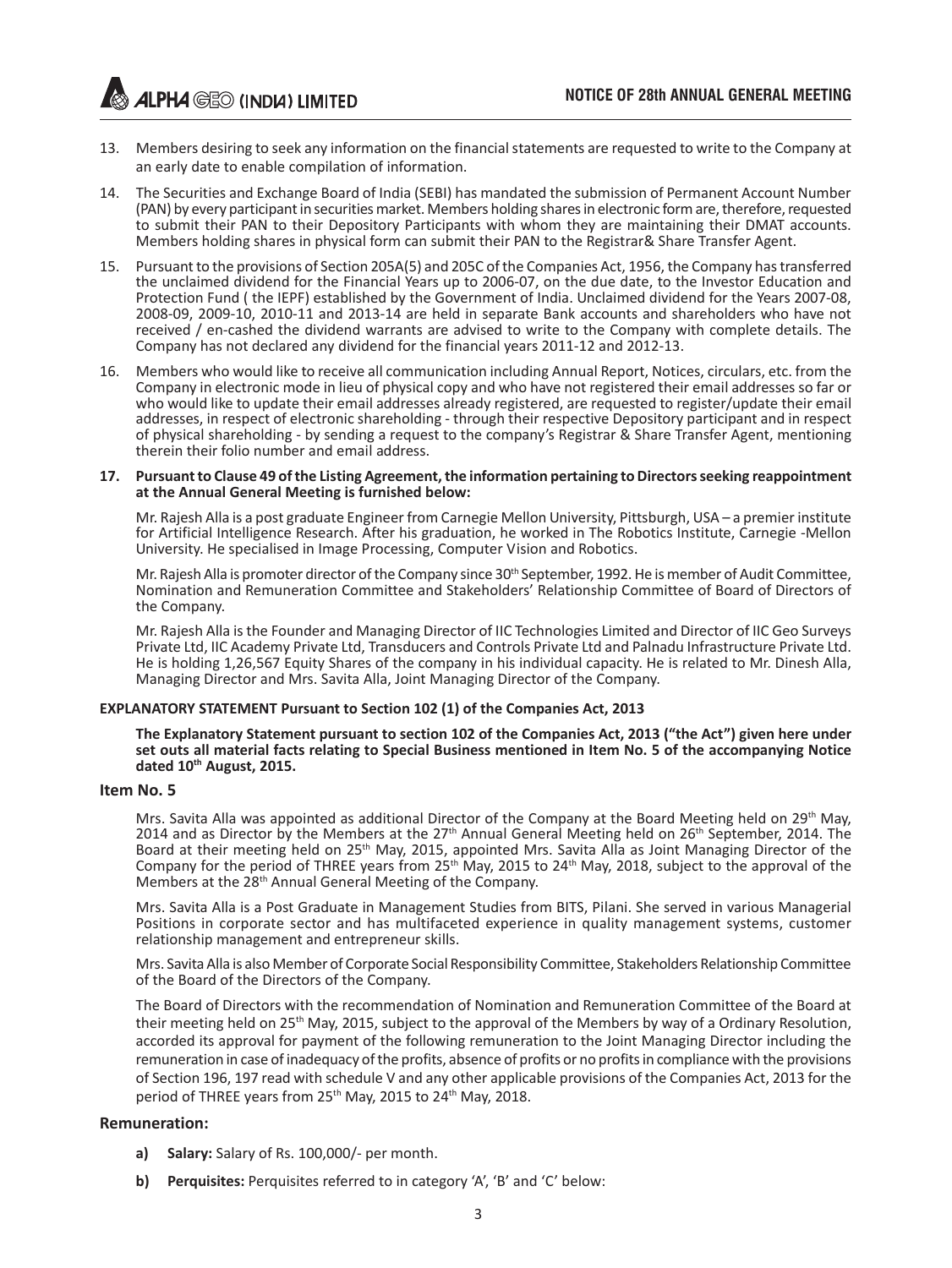13. Members desiring to seek any information on the financial statements are requested to write to the Company at an early date to enable compilation of information.

14. The Securities and Exchange Board of India (SEBI) has mandated the submission of Permanent Account Number (PAN) by every participant in securities market. Members holding shares in electronic form are, therefore, requested to submit their PAN to their Depository Participants with whom they are maintaining their DMAT accounts. Members holding shares in physical form can submit their PAN to the Registrar& Share Transfer Agent.

15. Pursuant to the provisions of Section 205A(5) and 205C of the Companies Act, 1956, the Company has transferred the unclaimed dividend for the Financial Years up to 2006-07, on the due date, to the Investor Education and Protection Fund ( the IEPF) established by the Government of India. Unclaimed dividend for the Years 2007-08, 2008-09, 2009-10, 2010-11 and 2013-14 are held in separate Bank accounts and shareholders who have not received / en-cashed the dividend warrants are advised to write to the Company with complete details. The Company has not declared any dividend for the financial years 2011-12 and 2012-13.

16. Members who would like to receive all communication including Annual Report, Notices, circulars, etc. from the Company in electronic mode in lieu of physical copy and who have not registered their email addresses so far or who would like to update their email addresses already registered, are requested to register/update their email addresses, in respect of electronic shareholding - through their respective Depository participant and in respect of physical shareholding - by sending a request to the company's Registrar & Share Transfer Agent, mentioning therein their folio number and email address.

**17. Pursuant to Clause 49 of the Listing Agreement, the information pertaining to Directors seeking reappointment at the Annual General Meeting is furnished below:**

Mr. Rajesh Alla is a post graduate Engineer from Carnegie Mellon University, Pittsburgh, USA – a premier institute for Artificial Intelligence Research. After his graduation, he worked in The Robotics Institute, Carnegie -Mellon University. He specialised in Image Processing, Computer Vision and Robotics.

Mr. Rajesh Alla is promoter director of the Company since 30th September, 1992. He is member of Audit Committee, Nomination and Remuneration Committee and Stakeholders' Relationship Committee of Board of Directors of the Company.

Mr. Rajesh Alla is the Founder and Managing Director of IIC Technologies Limited and Director of IIC Geo Surveys Private Ltd, IIC Academy Private Ltd, Transducers and Controls Private Ltd and Palnadu Infrastructure Private Ltd. He is holding 1,26,567 Equity Shares of the company in his individual capacity. He is related to Mr. Dinesh Alla, Managing Director and Mrs. Savita Alla, Joint Managing Director of the Company.

**EXPLANATORY STATEMENT Pursuant to Section 102 (1) of the Companies Act, 2013**

**The Explanatory Statement pursuant to section 102 of the Companies Act, 2013 ("the Act") given here under set outs all material facts relating to Special Business mentioned in Item No. 5 of the accompanying Notice dated 10th August, 2015.**

## Item No. 5

Mrs. Savita Alla was appointed as additional Director of the Company at the Board Meeting held on 29th May, 2014 and as Director by the Members at the 27th Annual General Meeting held on 26th September, 2014. The Board at their meeting held on 25th May, 2015, appointed Mrs. Savita Alla as Joint Managing Director of the Company for the period of THREE years from 25th May, 2015 to 24th May, 2018, subject to the approval of the Members at the 28th Annual General Meeting of the Company.

Mrs. Savita Alla is a Post Graduate in Management Studies from BITS, Pilani. She served in various Managerial Positions in corporate sector and has multifaceted experience in quality management systems, customer relationship management and entrepreneur skills.

Mrs. Savita Alla is also Member of Corporate Social Responsibility Committee, Stakeholders Relationship Committee of the Board of the Directors of the Company.

The Board of Directors with the recommendation of Nomination and Remuneration Committee of the Board at their meeting held on 25th May, 2015, subject to the approval of the Members by way of a Ordinary Resolution, accorded its approval for payment of the following remuneration to the Joint Managing Director including the remuneration in case of inadequacy of the profits, absence of profits or no profits in compliance with the provisions of Section 196, 197 read with schedule V and any other applicable provisions of the Companies Act, 2013 for the period of THREE years from 25th May, 2015 to 24th May, 2018.

## Remuneration:

a) **Salary:** Salary of Rs. 100,000/- per month.

b) **Perquisites:** Perquisites referred to in category 'A', 'B' and 'C' below: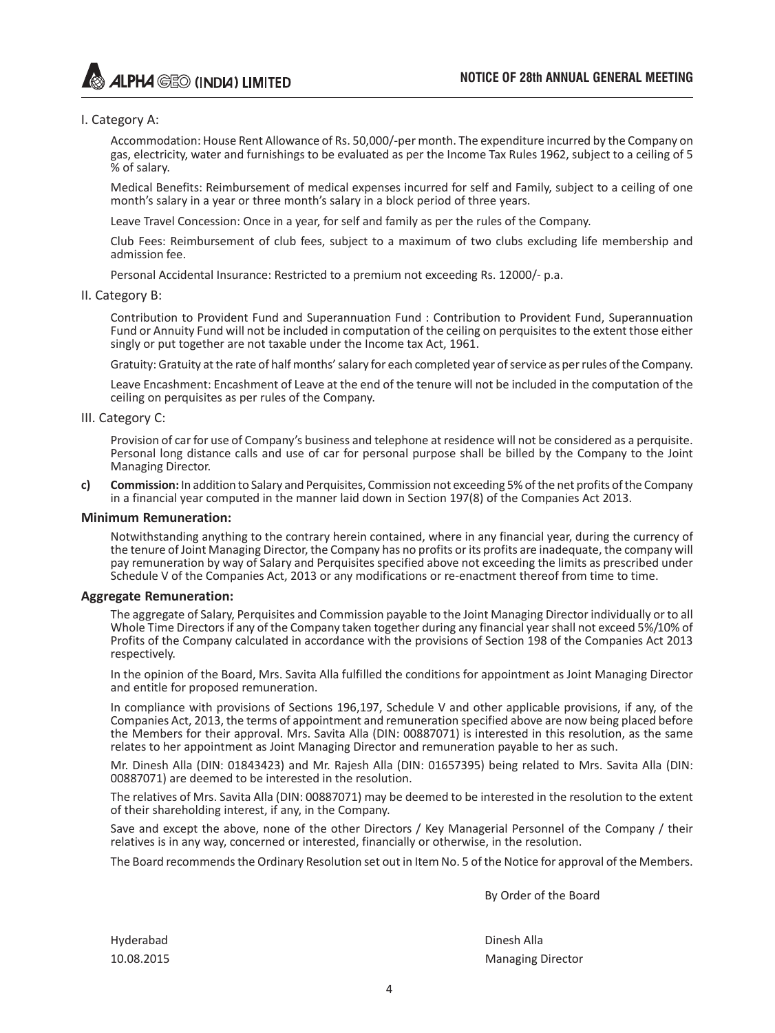I. Category A:

Accommodation: House Rent Allowance of Rs. 50,000/-per month. The expenditure incurred by the Company on gas, electricity, water and furnishings to be evaluated as per the Income Tax Rules 1962, subject to a ceiling of 5 % of salary.

Medical Benefits: Reimbursement of medical expenses incurred for self and Family, subject to a ceiling of one month's salary in a year or three month's salary in a block period of three years.

Leave Travel Concession: Once in a year, for self and family as per the rules of the Company.

Club Fees: Reimbursement of club fees, subject to a maximum of two clubs excluding life membership and admission fee.

Personal Accidental Insurance: Restricted to a premium not exceeding Rs. 12000/- p.a.

II. Category B:

Contribution to Provident Fund and Superannuation Fund : Contribution to Provident Fund, Superannuation Fund or Annuity Fund will not be included in computation of the ceiling on perquisites to the extent those either singly or put together are not taxable under the Income tax Act, 1961.

Gratuity: Gratuity at the rate of half months' salary for each completed year of service as per rules of the Company.

Leave Encashment: Encashment of Leave at the end of the tenure will not be included in the computation of the ceiling on perquisites as per rules of the Company.

III. Category C:

Provision of car for use of Company's business and telephone at residence will not be considered as a perquisite. Personal long distance calls and use of car for personal purpose shall be billed by the Company to the Joint Managing Director.

**c) Commission:** In addition to Salary and Perquisites, Commission not exceeding 5% of the net profits of the Company in a financial year computed in the manner laid down in Section 197(8) of the Companies Act 2013.

**Minimum Remuneration:**

Notwithstanding anything to the contrary herein contained, where in any financial year, during the currency of the tenure of Joint Managing Director, the Company has no profits or its profits are inadequate, the company will pay remuneration by way of Salary and Perquisites specified above not exceeding the limits as prescribed under Schedule V of the Companies Act, 2013 or any modifications or re-enactment thereof from time to time.

**Aggregate Remuneration:**

The aggregate of Salary, Perquisites and Commission payable to the Joint Managing Director individually or to all Whole Time Directors if any of the Company taken together during any financial year shall not exceed 5%/10% of Profits of the Company calculated in accordance with the provisions of Section 198 of the Companies Act 2013 respectively.

In the opinion of the Board, Mrs. Savita Alla fulfilled the conditions for appointment as Joint Managing Director and entitle for proposed remuneration.

In compliance with provisions of Sections 196,197, Schedule V and other applicable provisions, if any, of the Companies Act, 2013, the terms of appointment and remuneration specified above are now being placed before the Members for their approval. Mrs. Savita Alla (DIN: 00887071) is interested in this resolution, as the same relates to her appointment as Joint Managing Director and remuneration payable to her as such.

Mr. Dinesh Alla (DIN: 01843423) and Mr. Rajesh Alla (DIN: 01657395) being related to Mrs. Savita Alla (DIN: 00887071) are deemed to be interested in the resolution.

The relatives of Mrs. Savita Alla (DIN: 00887071) may be deemed to be interested in the resolution to the extent of their shareholding interest, if any, in the Company.

Save and except the above, none of the other Directors / Key Managerial Personnel of the Company / their relatives is in any way, concerned or interested, financially or otherwise, in the resolution.

The Board recommends the Ordinary Resolution set out in Item No. 5 of the Notice for approval of the Members.

By Order of the Board

Hyderabad
10.08.2015

Dinesh Alla
Managing Director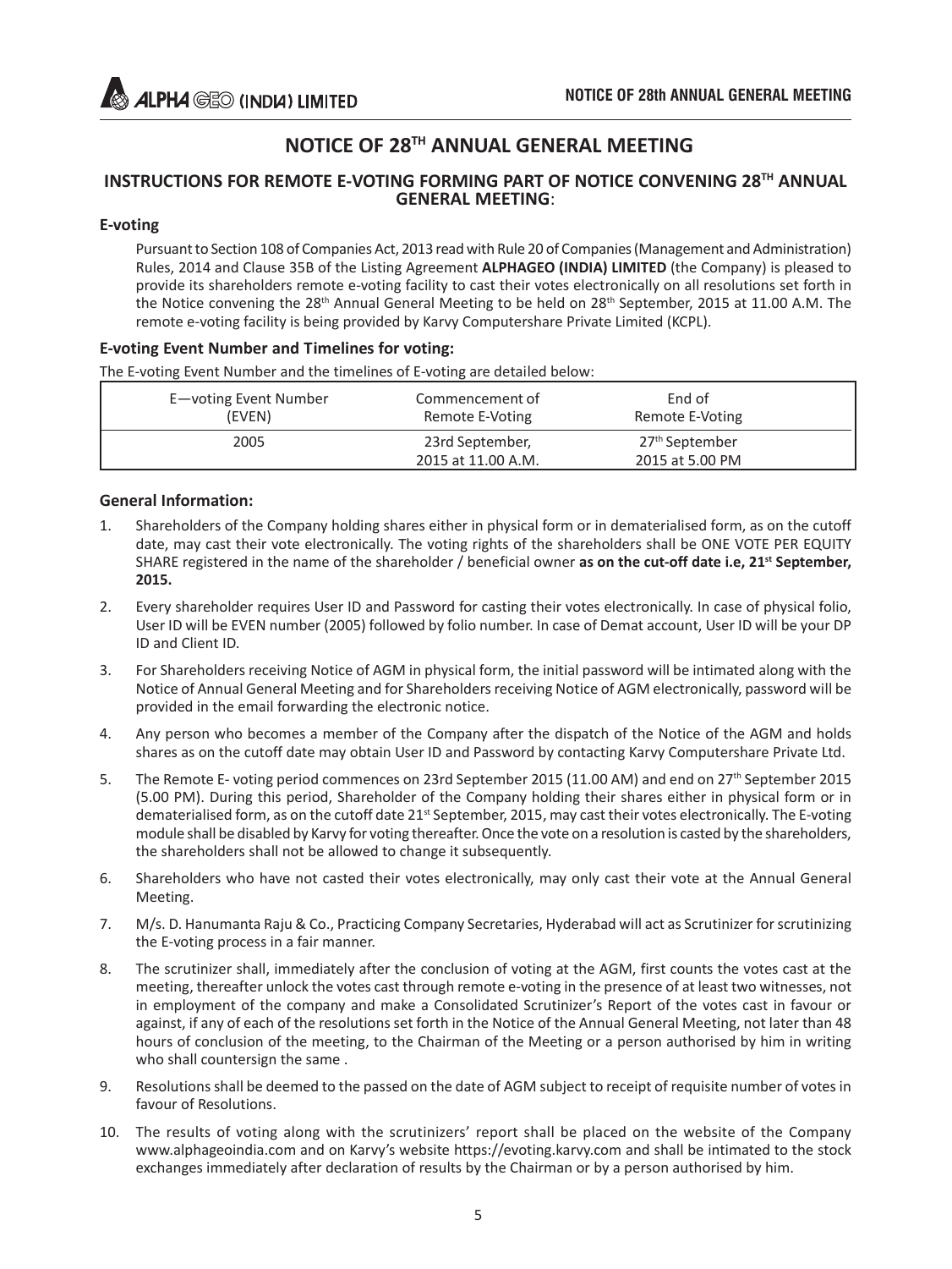# NOTICE OF 28TH ANNUAL GENERAL MEETING

## INSTRUCTIONS FOR REMOTE E-VOTING FORMING PART OF NOTICE CONVENING 28TH ANNUAL GENERAL MEETING:

### E-voting

Pursuant to Section 108 of Companies Act, 2013 read with Rule 20 of Companies (Management and Administration) Rules, 2014 and Clause 35B of the Listing Agreement **ALPHAGEO (INDIA) LIMITED** (the Company) is pleased to provide its shareholders remote e-voting facility to cast their votes electronically on all resolutions set forth in the Notice convening the 28th Annual General Meeting to be held on 28th September, 2015 at 11.00 A.M. The remote e-voting facility is being provided by Karvy Computershare Private Limited (KCPL).

### E-voting Event Number and Timelines for voting:

The E-voting Event Number and the timelines of E-voting are detailed below:

| E—voting Event Number (EVEN) | Commencement of Remote E-Voting | End of Remote E-Voting |
|---|---|---|
| 2005 | 23rd September, 2015 at 11.00 A.M. | 27th September 2015 at 5.00 PM |

### General Information:

1. Shareholders of the Company holding shares either in physical form or in dematerialised form, as on the cutoff date, may cast their vote electronically. The voting rights of the shareholders shall be ONE VOTE PER EQUITY SHARE registered in the name of the shareholder / beneficial owner **as on the cut-off date i.e, 21st September, 2015.**
2. Every shareholder requires User ID and Password for casting their votes electronically. In case of physical folio, User ID will be EVEN number (2005) followed by folio number. In case of Demat account, User ID will be your DP ID and Client ID.
3. For Shareholders receiving Notice of AGM in physical form, the initial password will be intimated along with the Notice of Annual General Meeting and for Shareholders receiving Notice of AGM electronically, password will be provided in the email forwarding the electronic notice.
4. Any person who becomes a member of the Company after the dispatch of the Notice of the AGM and holds shares as on the cutoff date may obtain User ID and Password by contacting Karvy Computershare Private Ltd.
5. The Remote E- voting period commences on 23rd September 2015 (11.00 AM) and end on 27th September 2015 (5.00 PM). During this period, Shareholder of the Company holding their shares either in physical form or in dematerialised form, as on the cutoff date 21st September, 2015, may cast their votes electronically. The E-voting module shall be disabled by Karvy for voting thereafter. Once the vote on a resolution is casted by the shareholders, the shareholders shall not be allowed to change it subsequently.
6. Shareholders who have not casted their votes electronically, may only cast their vote at the Annual General Meeting.
7. M/s. D. Hanumanta Raju & Co., Practicing Company Secretaries, Hyderabad will act as Scrutinizer for scrutinizing the E-voting process in a fair manner.
8. The scrutinizer shall, immediately after the conclusion of voting at the AGM, first counts the votes cast at the meeting, thereafter unlock the votes cast through remote e-voting in the presence of at least two witnesses, not in employment of the company and make a Consolidated Scrutinizer's Report of the votes cast in favour or against, if any of each of the resolutions set forth in the Notice of the Annual General Meeting, not later than 48 hours of conclusion of the meeting, to the Chairman of the Meeting or a person authorised by him in writing who shall countersign the same .
9. Resolutions shall be deemed to the passed on the date of AGM subject to receipt of requisite number of votes in favour of Resolutions.
10. The results of voting along with the scrutinizers' report shall be placed on the website of the Company www.alphageoindia.com and on Karvy's website https://evoting.karvy.com and shall be intimated to the stock exchanges immediately after declaration of results by the Chairman or by a person authorised by him.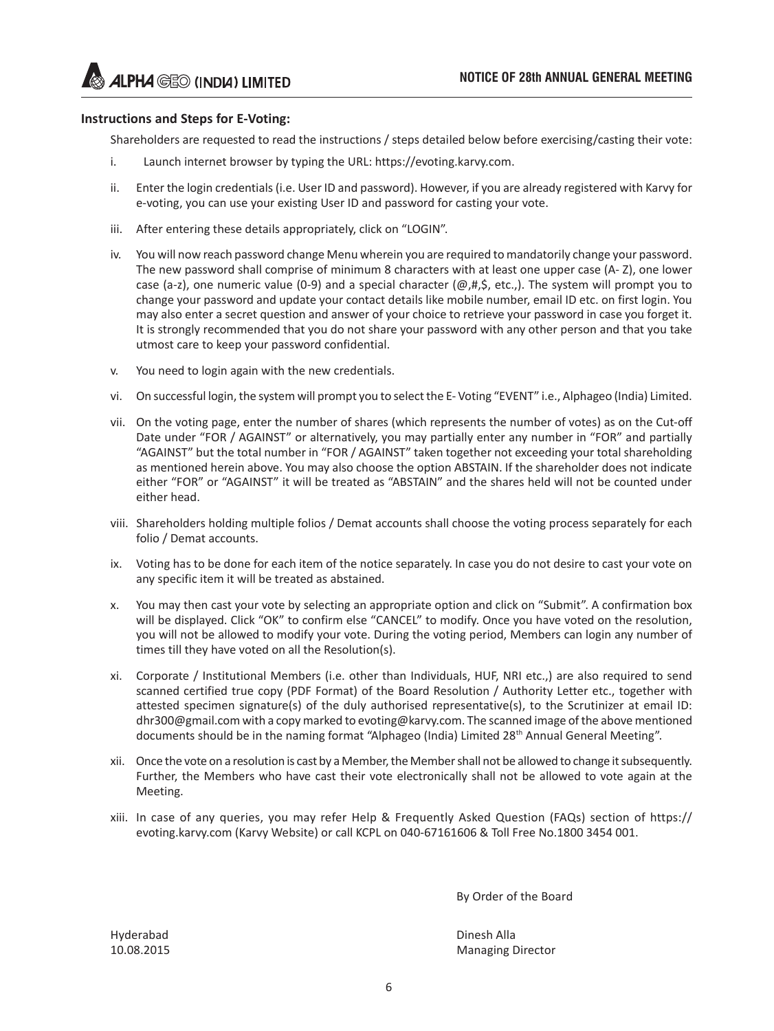### Instructions and Steps for E-Voting:

Shareholders are requested to read the instructions / steps detailed below before exercising/casting their vote:

i. Launch internet browser by typing the URL: https://evoting.karvy.com.

ii. Enter the login credentials (i.e. User ID and password). However, if you are already registered with Karvy for e-voting, you can use your existing User ID and password for casting your vote.

iii. After entering these details appropriately, click on "LOGIN".

iv. You will now reach password change Menu wherein you are required to mandatorily change your password. The new password shall comprise of minimum 8 characters with at least one upper case (A- Z), one lower case (a-z), one numeric value (0-9) and a special character (@,#,$, etc.,). The system will prompt you to change your password and update your contact details like mobile number, email ID etc. on first login. You may also enter a secret question and answer of your choice to retrieve your password in case you forget it. It is strongly recommended that you do not share your password with any other person and that you take utmost care to keep your password confidential.

v. You need to login again with the new credentials.

vi. On successful login, the system will prompt you to select the E- Voting "EVENT" i.e., Alphageo (India) Limited.

vii. On the voting page, enter the number of shares (which represents the number of votes) as on the Cut-off Date under "FOR / AGAINST" or alternatively, you may partially enter any number in "FOR" and partially "AGAINST" but the total number in "FOR / AGAINST" taken together not exceeding your total shareholding as mentioned herein above. You may also choose the option ABSTAIN. If the shareholder does not indicate either "FOR" or "AGAINST" it will be treated as "ABSTAIN" and the shares held will not be counted under either head.

viii. Shareholders holding multiple folios / Demat accounts shall choose the voting process separately for each folio / Demat accounts.

ix. Voting has to be done for each item of the notice separately. In case you do not desire to cast your vote on any specific item it will be treated as abstained.

x. You may then cast your vote by selecting an appropriate option and click on "Submit". A confirmation box will be displayed. Click "OK" to confirm else "CANCEL" to modify. Once you have voted on the resolution, you will not be allowed to modify your vote. During the voting period, Members can login any number of times till they have voted on all the Resolution(s).

xi. Corporate / Institutional Members (i.e. other than Individuals, HUF, NRI etc.,) are also required to send scanned certified true copy (PDF Format) of the Board Resolution / Authority Letter etc., together with attested specimen signature(s) of the duly authorised representative(s), to the Scrutinizer at email ID: dhr300@gmail.com with a copy marked to evoting@karvy.com. The scanned image of the above mentioned documents should be in the naming format "Alphageo (India) Limited 28th Annual General Meeting".

xii. Once the vote on a resolution is cast by a Member, the Member shall not be allowed to change it subsequently. Further, the Members who have cast their vote electronically shall not be allowed to vote again at the Meeting.

xiii. In case of any queries, you may refer Help & Frequently Asked Question (FAQs) section of https:// evoting.karvy.com (Karvy Website) or call KCPL on 040-67161606 & Toll Free No.1800 3454 001.

By Order of the Board

Hyderabad
10.08.2015

Dinesh Alla
Managing Director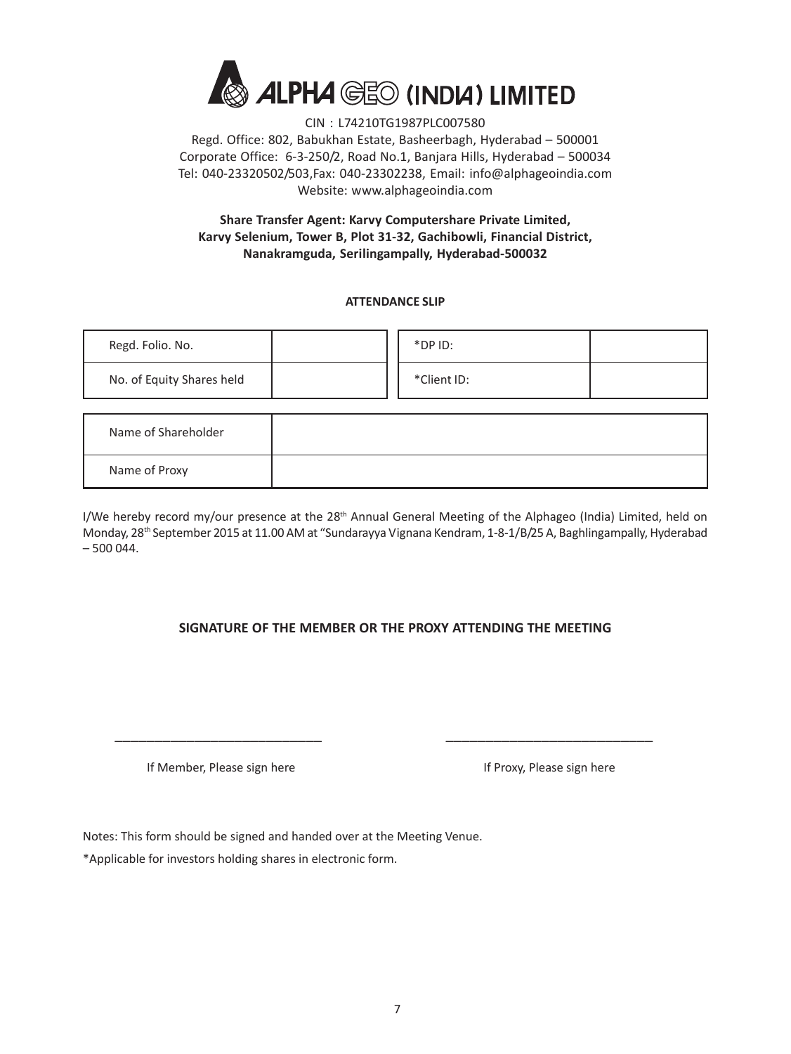# ALPHA GEO (INDIA) LIMITED

CIN : L74210TG1987PLC007580
Regd. Office: 802, Babukhan Estate, Basheerbagh, Hyderabad – 500001
Corporate Office: 6-3-250/2, Road No.1, Banjara Hills, Hyderabad – 500034
Tel: 040-23320502/503,Fax: 040-23302238, Email: info@alphageoindia.com
Website: www.alphageoindia.com

**Share Transfer Agent: Karvy Computershare Private Limited, Karvy Selenium, Tower B, Plot 31-32, Gachibowli, Financial District, Nanakramguda, Serilingampally, Hyderabad-500032**

**ATTENDANCE SLIP**

| Regd. Folio. No. | | *DP ID: | |
|---|---|---|---|
| No. of Equity Shares held | | *Client ID: | |

| Name of Shareholder | |
|---|---|
| Name of Proxy | |

I/We hereby record my/our presence at the 28th Annual General Meeting of the Alphageo (India) Limited, held on Monday, 28th September 2015 at 11.00 AM at "Sundarayya Vignana Kendram, 1-8-1/B/25 A, Baghlingampally, Hyderabad – 500 044.

**SIGNATURE OF THE MEMBER OR THE PROXY ATTENDING THE MEETING**

_____________________________ If Member, Please sign here

_____________________________ If Proxy, Please sign here

Notes: This form should be signed and handed over at the Meeting Venue.

*Applicable for investors holding shares in electronic form.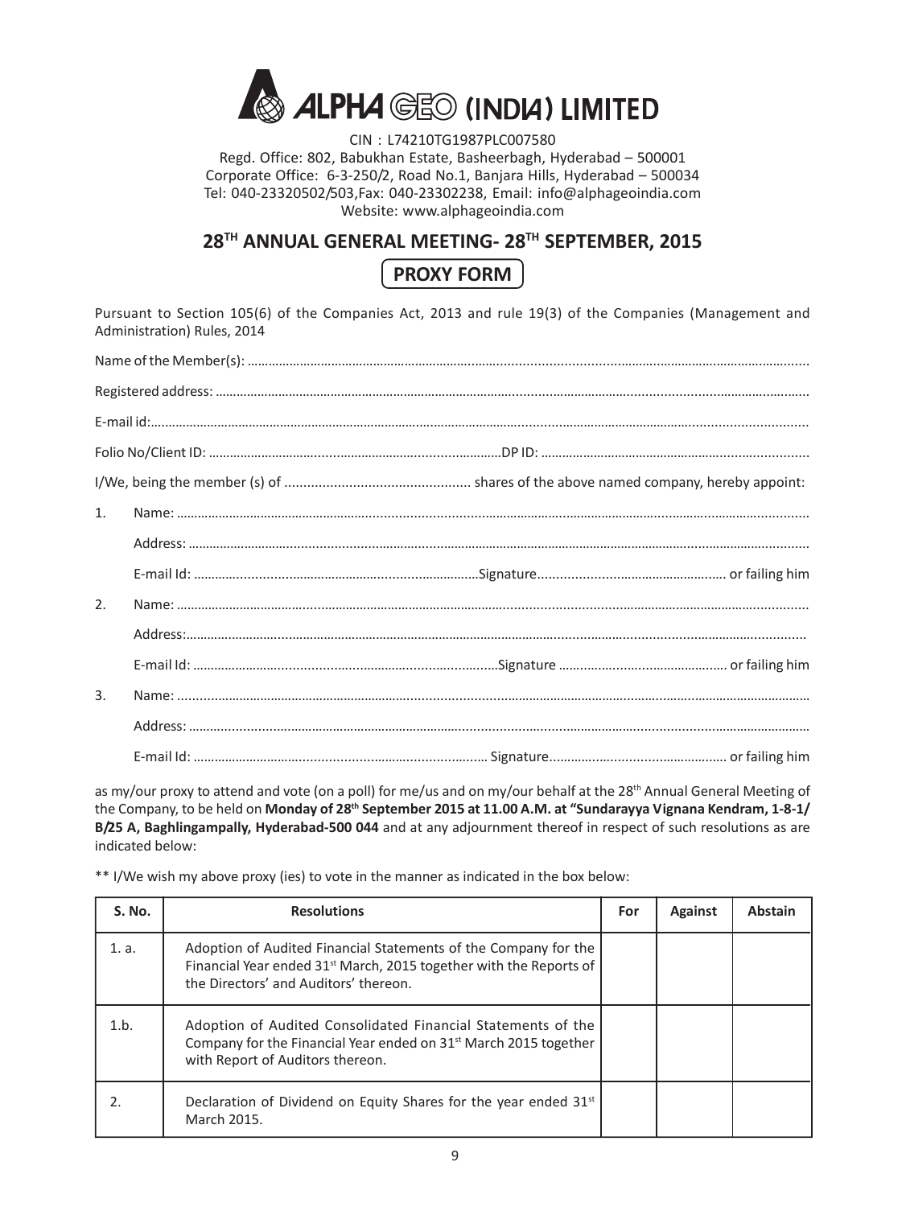# ALPHA GEO (INDIA) LIMITED

CIN : L74210TG1987PLC007580
Regd. Office: 802, Babukhan Estate, Basheerbagh, Hyderabad – 500001
Corporate Office: 6-3-250/2, Road No.1, Banjara Hills, Hyderabad – 500034
Tel: 040-23320502/503,Fax: 040-23302238, Email: info@alphageoindia.com
Website: www.alphageoindia.com

## 28TH ANNUAL GENERAL MEETING- 28TH SEPTEMBER, 2015

## PROXY FORM

Pursuant to Section 105(6) of the Companies Act, 2013 and rule 19(3) of the Companies (Management and Administration) Rules, 2014

Name of the Member(s): ..........................................................................................................................................

Registered address: ..........................................................................................................................................

E-mail id:..........................................................................................................................................

Folio No/Client ID: ..........................................................................DP ID: ..........................................................................

I/We, being the member (s) of ................................................ shares of the above named company, hereby appoint:

1. Name: ..........................................................................................................................................

   Address: ..........................................................................................................................................

   E-mail Id: ..........................................................................Signature.................................................. or failing him

2. Name: ..........................................................................................................................................

   Address:..........................................................................................................................................

   E-mail Id: ..........................................................................Signature .................................................. or failing him

3. Name: ..........................................................................................................................................

   Address: ..........................................................................................................................................

   E-mail Id: .......................................................................... Signature.................................................. or failing him

as my/our proxy to attend and vote (on a poll) for me/us and on my/our behalf at the 28th Annual General Meeting of the Company, to be held on **Monday of 28th September 2015 at 11.00 A.M. at "Sundarayya Vignana Kendram, 1-8-1/B/25 A, Baghlingampally, Hyderabad-500 044** and at any adjournment thereof in respect of such resolutions as are indicated below:

** I/We wish my above proxy (ies) to vote in the manner as indicated in the box below:

| S. No. | Resolutions | For | Against | Abstain |
|---|---|---|---|---|
| 1. a. | Adoption of Audited Financial Statements of the Company for the Financial Year ended 31st March, 2015 together with the Reports of the Directors' and Auditors' thereon. | | | |
| 1.b. | Adoption of Audited Consolidated Financial Statements of the Company for the Financial Year ended on 31st March 2015 together with Report of Auditors thereon. | | | |
| 2. | Declaration of Dividend on Equity Shares for the year ended 31st March 2015. | | | |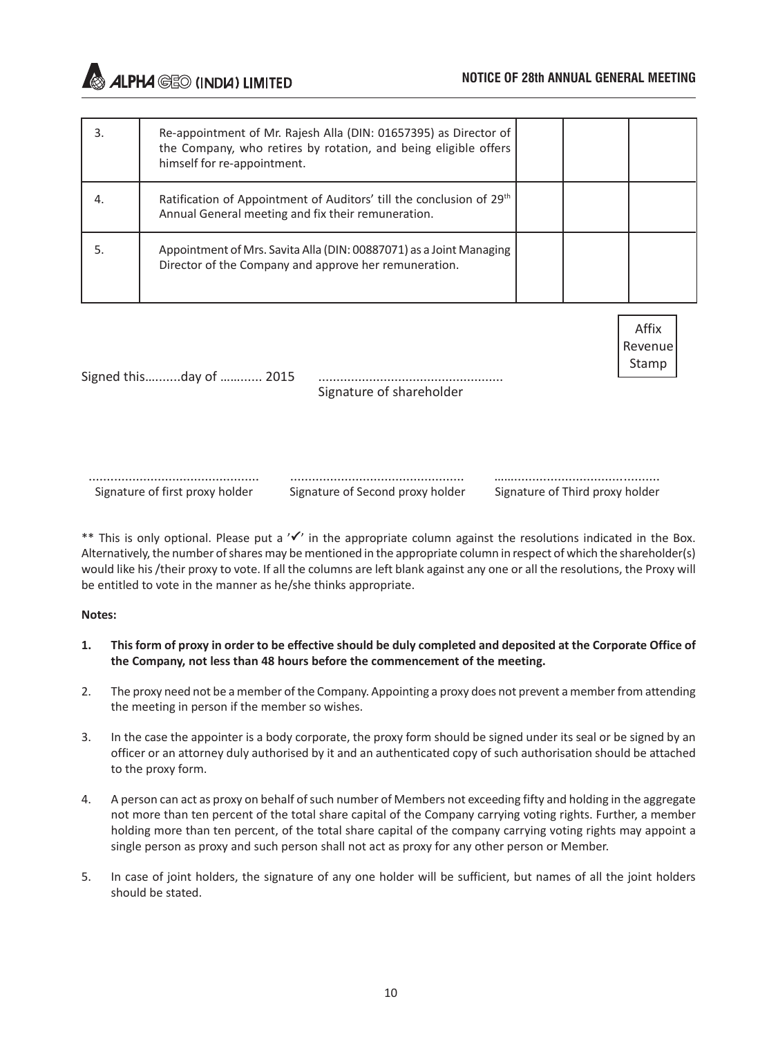| | | | | |
|---|---|---|---|---|
| 3. | Re-appointment of Mr. Rajesh Alla (DIN: 01657395) as Director of the Company, who retires by rotation, and being eligible offers himself for re-appointment. | | | |
| 4. | Ratification of Appointment of Auditors' till the conclusion of 29th Annual General meeting and fix their remuneration. | | | |
| 5. | Appointment of Mrs. Savita Alla (DIN: 00887071) as a Joint Managing Director of the Company and approve her remuneration. | | | |

Affix Revenue Stamp

Signed this.........day of ........... 2015 .................................................

Signature of shareholder

.............................................. Signature of first proxy holder

.............................................. Signature of Second proxy holder

.............................................. Signature of Third proxy holder

** This is only optional. Please put a '✓' in the appropriate column against the resolutions indicated in the Box. Alternatively, the number of shares may be mentioned in the appropriate column in respect of which the shareholder(s) would like his /their proxy to vote. If all the columns are left blank against any one or all the resolutions, the Proxy will be entitled to vote in the manner as he/she thinks appropriate.

**Notes:**

1. **This form of proxy in order to be effective should be duly completed and deposited at the Corporate Office of the Company, not less than 48 hours before the commencement of the meeting.**
2. The proxy need not be a member of the Company. Appointing a proxy does not prevent a member from attending the meeting in person if the member so wishes.
3. In the case the appointer is a body corporate, the proxy form should be signed under its seal or be signed by an officer or an attorney duly authorised by it and an authenticated copy of such authorisation should be attached to the proxy form.
4. A person can act as proxy on behalf of such number of Members not exceeding fifty and holding in the aggregate not more than ten percent of the total share capital of the Company carrying voting rights. Further, a member holding more than ten percent, of the total share capital of the company carrying voting rights may appoint a single person as proxy and such person shall not act as proxy for any other person or Member.
5. In case of joint holders, the signature of any one holder will be sufficient, but names of all the joint holders should be stated.